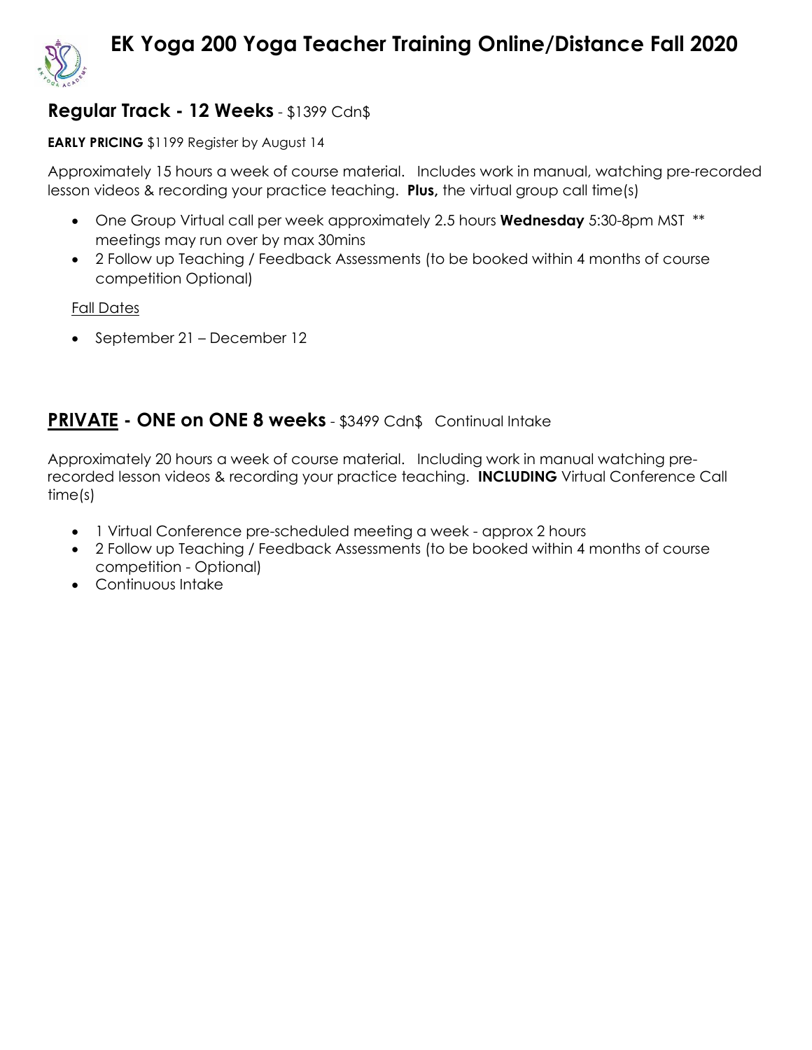# EK Yoga 200 Yoga Teacher Training Online/Distance Fall 2020

## Regular Track - 12 Weeks - $1399 Cdn$

**EARLY PRICING** $1199 Register by August 14

Approximately 15 hours a week of course material. Includes work in manual, watching pre-recorded lesson videos & recording your practice teaching. **Plus,** the virtual group call time(s)

- One Group Virtual call per week approximately 2.5 hours **Wednesday** 5:30-8pm MST ** meetings may run over by max 30mins
- 2 Follow up Teaching / Feedback Assessments (to be booked within 4 months of course competition Optional)

Fall Dates

- September 21 – December 12

## PRIVATE - ONE on ONE 8 weeks - $3499 Cdn$ Continual Intake

Approximately 20 hours a week of course material. Including work in manual watching pre-recorded lesson videos & recording your practice teaching. **INCLUDING** Virtual Conference Call time(s)

- 1 Virtual Conference pre-scheduled meeting a week - approx 2 hours
- 2 Follow up Teaching / Feedback Assessments (to be booked within 4 months of course competition - Optional)
- Continuous Intake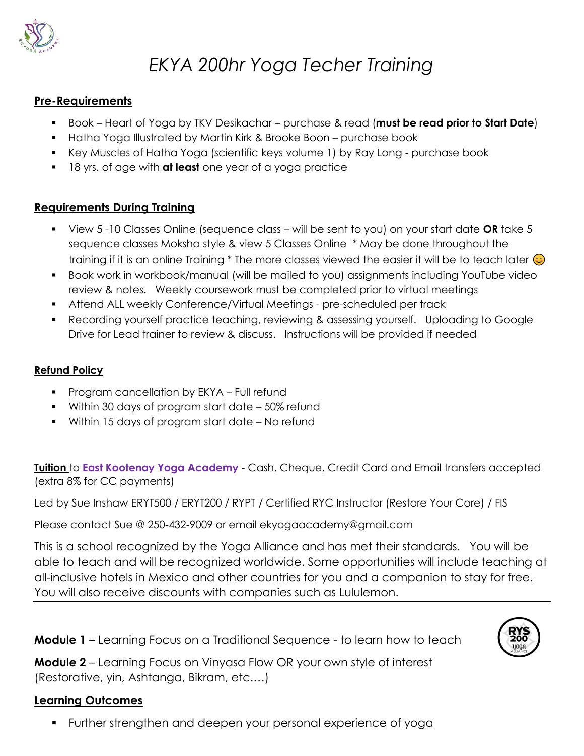# EKYA 200hr Yoga Techer Training

## Pre-Requirements

- Book – Heart of Yoga by TKV Desikachar – purchase & read (**must be read prior to Start Date**)
- Hatha Yoga Illustrated by Martin Kirk & Brooke Boon – purchase book
- Key Muscles of Hatha Yoga (scientific keys volume 1) by Ray Long - purchase book
- 18 yrs. of age with **at least** one year of a yoga practice

## Requirements During Training

- View 5 -10 Classes Online (sequence class – will be sent to you) on your start date **OR** take 5 sequence classes Moksha style & view 5 Classes Online * May be done throughout the training if it is an online Training * The more classes viewed the easier it will be to teach later 😊
- Book work in workbook/manual (will be mailed to you) assignments including YouTube video review & notes. Weekly coursework must be completed prior to virtual meetings
- Attend ALL weekly Conference/Virtual Meetings - pre-scheduled per track
- Recording yourself practice teaching, reviewing & assessing yourself. Uploading to Google Drive for Lead trainer to review & discuss. Instructions will be provided if needed

## Refund Policy

- Program cancellation by EKYA – Full refund
- Within 30 days of program start date – 50% refund
- Within 15 days of program start date – No refund

**Tuition** to **East Kootenay Yoga Academy** - Cash, Cheque, Credit Card and Email transfers accepted (extra 8% for CC payments)

Led by Sue Inshaw ERYT500 / ERYT200 / RYPT / Certified RYC Instructor (Restore Your Core) / FIS

Please contact Sue @ 250-432-9009 or email ekyogaacademy@gmail.com

This is a school recognized by the Yoga Alliance and has met their standards. You will be able to teach and will be recognized worldwide. Some opportunities will include teaching at all-inclusive hotels in Mexico and other countries for you and a companion to stay for free. You will also receive discounts with companies such as Lululemon.

---

**Module 1** – Learning Focus on a Traditional Sequence - to learn how to teach

**Module 2** – Learning Focus on Vinyasa Flow OR your own style of interest (Restorative, yin, Ashtanga, Bikram, etc.…)

## Learning Outcomes

- Further strengthen and deepen your personal experience of yoga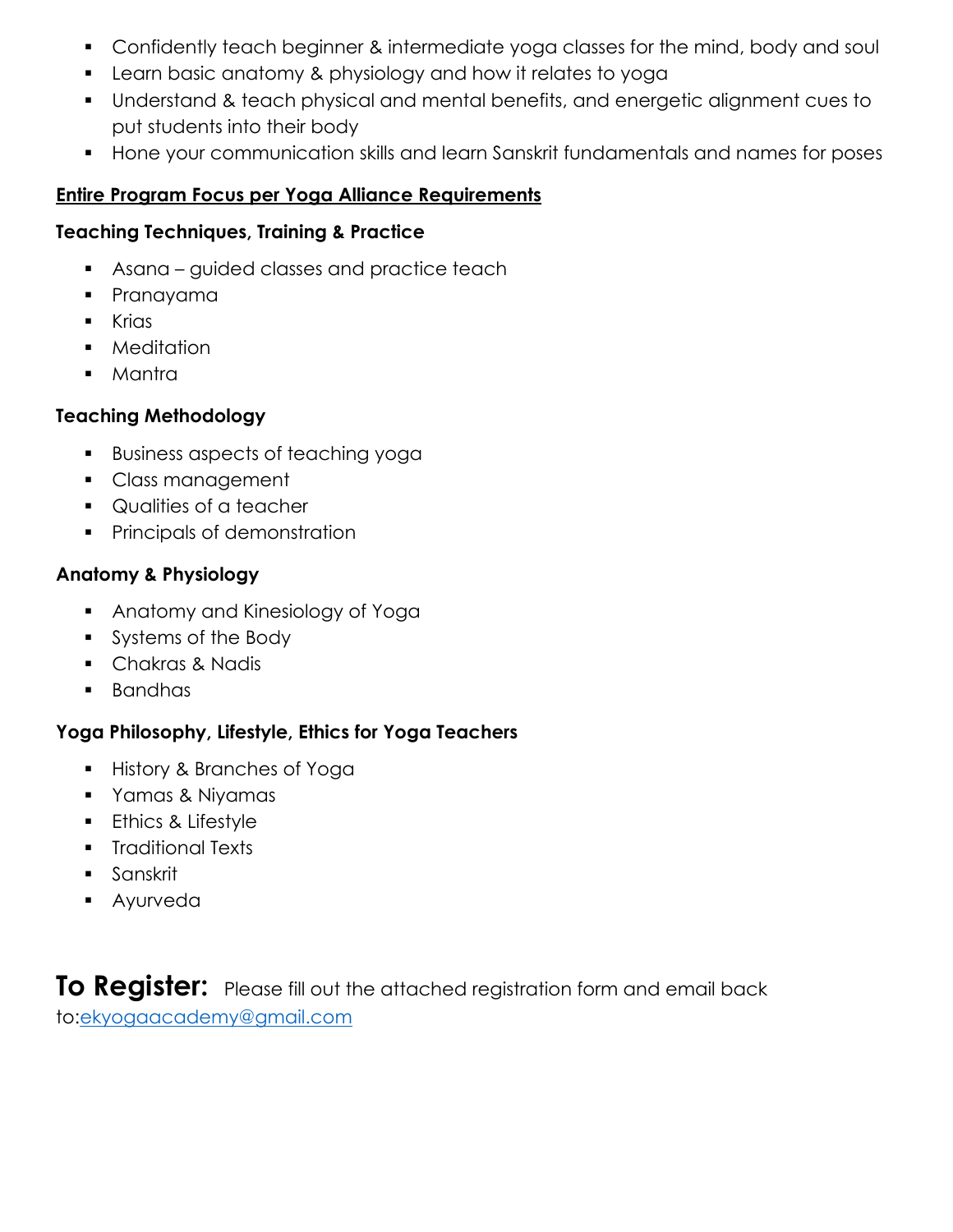- Confidently teach beginner & intermediate yoga classes for the mind, body and soul
- Learn basic anatomy & physiology and how it relates to yoga
- Understand & teach physical and mental benefits, and energetic alignment cues to put students into their body
- Hone your communication skills and learn Sanskrit fundamentals and names for poses

**<u>Entire Program Focus per Yoga Alliance Requirements</u>**

### Teaching Techniques, Training & Practice

- Asana – guided classes and practice teach
- Pranayama
- Krias
- Meditation
- Mantra

### Teaching Methodology

- Business aspects of teaching yoga
- Class management
- Qualities of a teacher
- Principals of demonstration

### Anatomy & Physiology

- Anatomy and Kinesiology of Yoga
- Systems of the Body
- Chakras & Nadis
- Bandhas

### Yoga Philosophy, Lifestyle, Ethics for Yoga Teachers

- History & Branches of Yoga
- Yamas & Niyamas
- Ethics & Lifestyle
- Traditional Texts
- Sanskrit
- Ayurveda

## To Register:

Please fill out the attached registration form and email back to:ekyogaacademy@gmail.com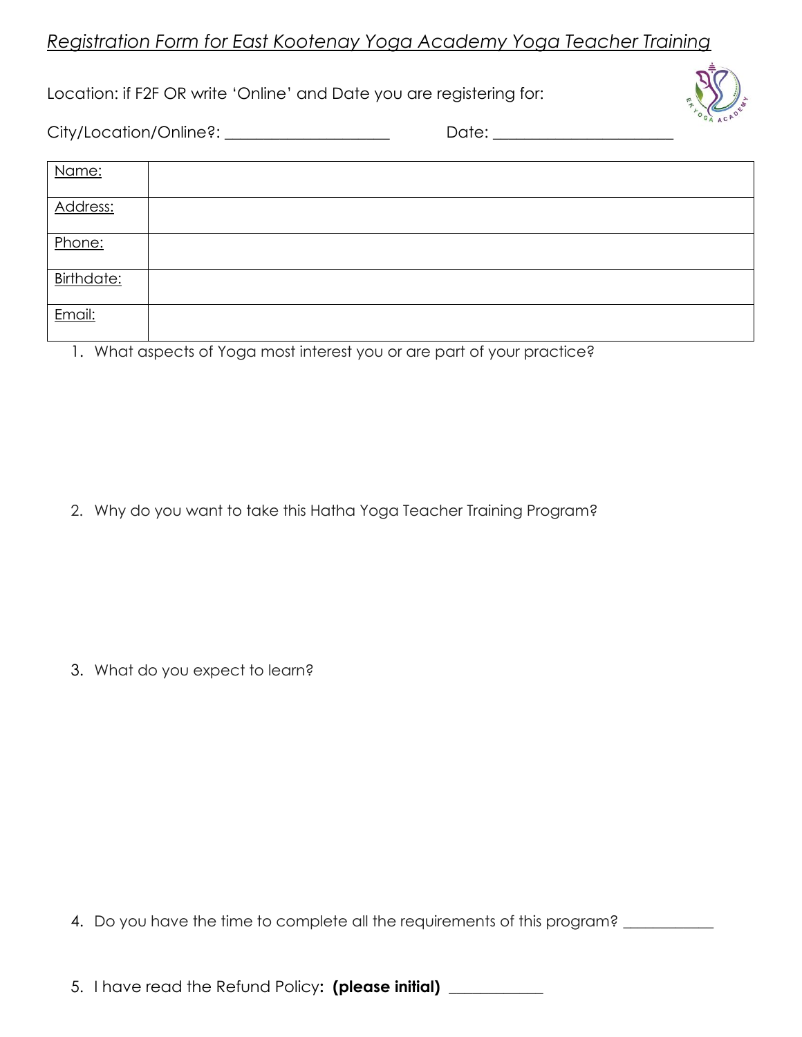*Registration Form for East Kootenay Yoga Academy Yoga Teacher Training*

Location: if F2F OR write 'Online' and Date you are registering for:

City/Location/Online?: ____________________ Date: ______________________

| Name: | |
|---|---|
| Address: | |
| Phone: | |
| Birthdate: | |
| Email: | |

1. What aspects of Yoga most interest you or are part of your practice?

2. Why do you want to take this Hatha Yoga Teacher Training Program?

3. What do you expect to learn?

4. Do you have the time to complete all the requirements of this program? ___________

5. I have read the Refund Policy**: (please initial)** ___________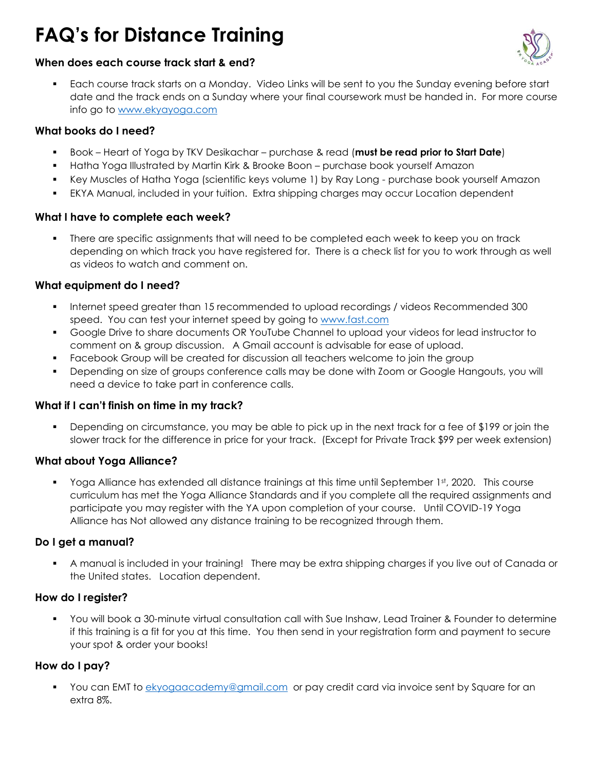# FAQ's for Distance Training

### When does each course track start & end?

- Each course track starts on a Monday. Video Links will be sent to you the Sunday evening before start date and the track ends on a Sunday where your final coursework must be handed in. For more course info go to www.ekyayoga.com

### What books do I need?

- Book – Heart of Yoga by TKV Desikachar – purchase & read (**must be read prior to Start Date**)
- Hatha Yoga Illustrated by Martin Kirk & Brooke Boon – purchase book yourself Amazon
- Key Muscles of Hatha Yoga (scientific keys volume 1) by Ray Long - purchase book yourself Amazon
- EKYA Manual, included in your tuition. Extra shipping charges may occur Location dependent

### What I have to complete each week?

- There are specific assignments that will need to be completed each week to keep you on track depending on which track you have registered for. There is a check list for you to work through as well as videos to watch and comment on.

### What equipment do I need?

- Internet speed greater than 15 recommended to upload recordings / videos Recommended 300 speed. You can test your internet speed by going to www.fast.com
- Google Drive to share documents OR YouTube Channel to upload your videos for lead instructor to comment on & group discussion. A Gmail account is advisable for ease of upload.
- Facebook Group will be created for discussion all teachers welcome to join the group
- Depending on size of groups conference calls may be done with Zoom or Google Hangouts, you will need a device to take part in conference calls.

### What if I can't finish on time in my track?

- Depending on circumstance, you may be able to pick up in the next track for a fee of $199 or join the slower track for the difference in price for your track. (Except for Private Track $99 per week extension)

### What about Yoga Alliance?

- Yoga Alliance has extended all distance trainings at this time until September 1st, 2020. This course curriculum has met the Yoga Alliance Standards and if you complete all the required assignments and participate you may register with the YA upon completion of your course. Until COVID-19 Yoga Alliance has Not allowed any distance training to be recognized through them.

### Do I get a manual?

- A manual is included in your training! There may be extra shipping charges if you live out of Canada or the United states. Location dependent.

### How do I register?

- You will book a 30-minute virtual consultation call with Sue Inshaw, Lead Trainer & Founder to determine if this training is a fit for you at this time. You then send in your registration form and payment to secure your spot & order your books!

### How do I pay?

- You can EMT to ekyogaacademy@gmail.com or pay credit card via invoice sent by Square for an extra 8%.